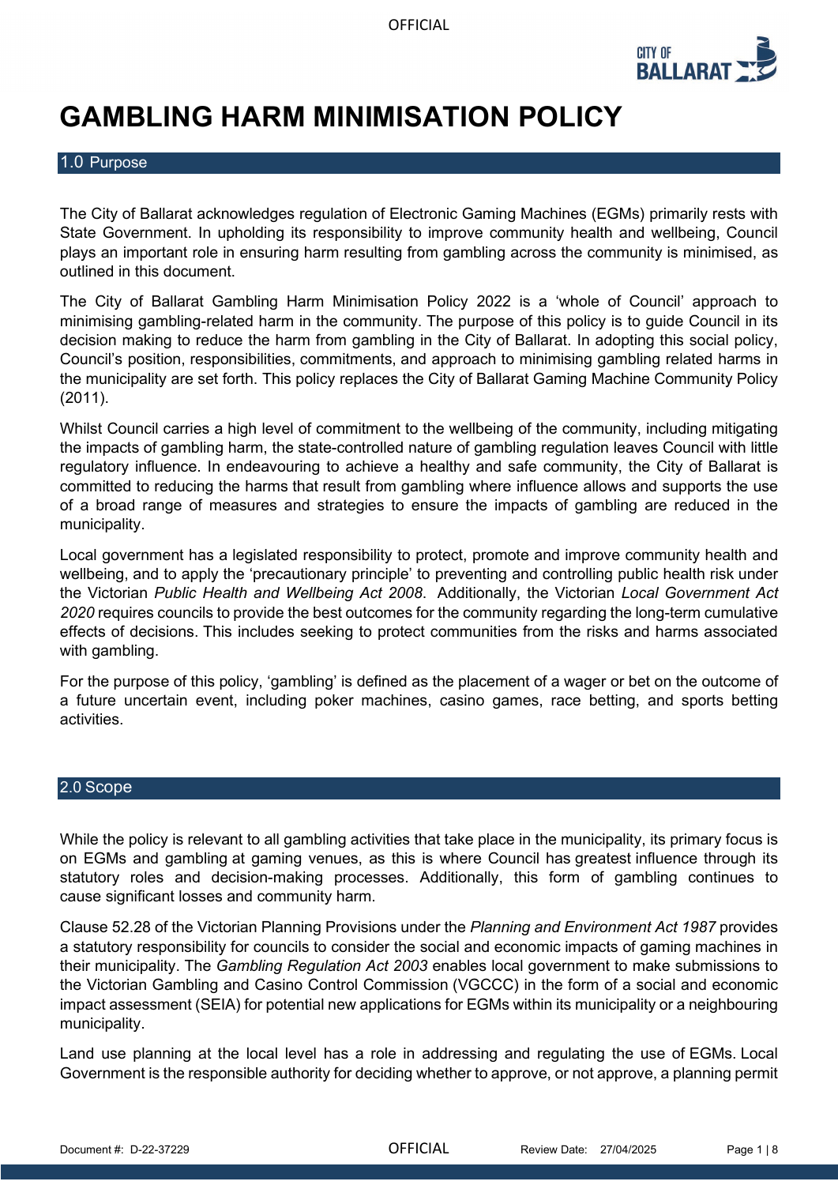# GAMBLING HARM MINIMISATION POLICY

## 1.0 Purpose

The City of Ballarat acknowledges regulation of Electronic Gaming Machines (EGMs) primarily rests with State Government. In upholding its responsibility to improve community health and wellbeing, Council plays an important role in ensuring harm resulting from gambling across the community is minimised, as outlined in this document.

The City of Ballarat Gambling Harm Minimisation Policy 2022 is a 'whole of Council' approach to minimising gambling-related harm in the community. The purpose of this policy is to guide Council in its decision making to reduce the harm from gambling in the City of Ballarat. In adopting this social policy, Council's position, responsibilities, commitments, and approach to minimising gambling related harms in the municipality are set forth. This policy replaces the City of Ballarat Gaming Machine Community Policy (2011).

Whilst Council carries a high level of commitment to the wellbeing of the community, including mitigating the impacts of gambling harm, the state-controlled nature of gambling regulation leaves Council with little regulatory influence. In endeavouring to achieve a healthy and safe community, the City of Ballarat is committed to reducing the harms that result from gambling where influence allows and supports the use of a broad range of measures and strategies to ensure the impacts of gambling are reduced in the municipality.

Local government has a legislated responsibility to protect, promote and improve community health and wellbeing, and to apply the 'precautionary principle' to preventing and controlling public health risk under the Victorian *Public Health and Wellbeing Act 2008*. Additionally, the Victorian *Local Government Act 2020* requires councils to provide the best outcomes for the community regarding the long-term cumulative effects of decisions. This includes seeking to protect communities from the risks and harms associated with gambling.

For the purpose of this policy, 'gambling' is defined as the placement of a wager or bet on the outcome of a future uncertain event, including poker machines, casino games, race betting, and sports betting activities.

## 2.0 Scope

While the policy is relevant to all gambling activities that take place in the municipality, its primary focus is on EGMs and gambling at gaming venues, as this is where Council has greatest influence through its statutory roles and decision-making processes. Additionally, this form of gambling continues to cause significant losses and community harm.

Clause 52.28 of the Victorian Planning Provisions under the *Planning and Environment Act 1987* provides a statutory responsibility for councils to consider the social and economic impacts of gaming machines in their municipality. The *Gambling Regulation Act 2003* enables local government to make submissions to the Victorian Gambling and Casino Control Commission (VGCCC) in the form of a social and economic impact assessment (SEIA) for potential new applications for EGMs within its municipality or a neighbouring municipality.

Land use planning at the local level has a role in addressing and regulating the use of EGMs. Local Government is the responsible authority for deciding whether to approve, or not approve, a planning permit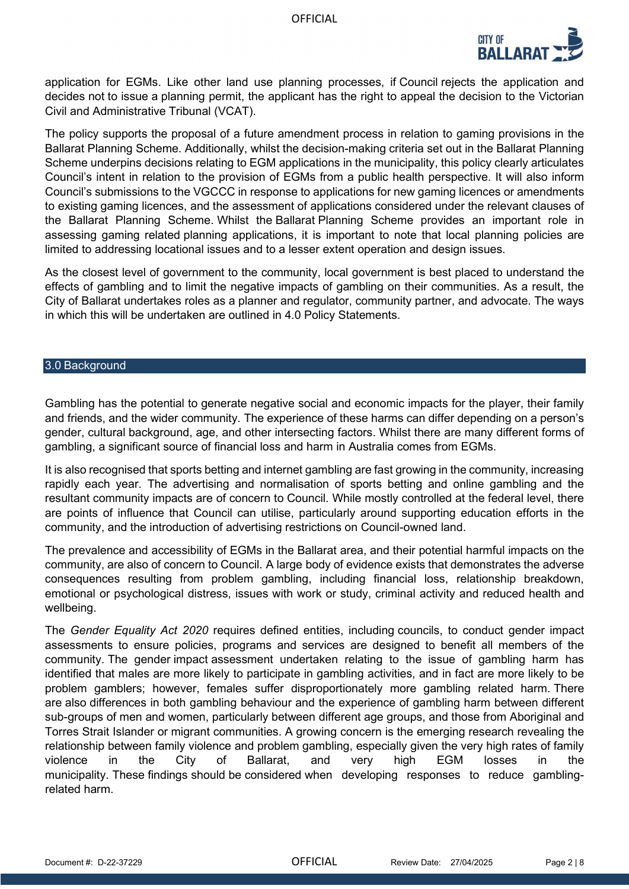application for EGMs. Like other land use planning processes, if Council rejects the application and decides not to issue a planning permit, the applicant has the right to appeal the decision to the Victorian Civil and Administrative Tribunal (VCAT).

The policy supports the proposal of a future amendment process in relation to gaming provisions in the Ballarat Planning Scheme. Additionally, whilst the decision-making criteria set out in the Ballarat Planning Scheme underpins decisions relating to EGM applications in the municipality, this policy clearly articulates Council's intent in relation to the provision of EGMs from a public health perspective. It will also inform Council's submissions to the VGCCC in response to applications for new gaming licences or amendments to existing gaming licences, and the assessment of applications considered under the relevant clauses of the Ballarat Planning Scheme. Whilst the Ballarat Planning Scheme provides an important role in assessing gaming related planning applications, it is important to note that local planning policies are limited to addressing locational issues and to a lesser extent operation and design issues.

As the closest level of government to the community, local government is best placed to understand the effects of gambling and to limit the negative impacts of gambling on their communities. As a result, the City of Ballarat undertakes roles as a planner and regulator, community partner, and advocate. The ways in which this will be undertaken are outlined in 4.0 Policy Statements.

## 3.0 Background

Gambling has the potential to generate negative social and economic impacts for the player, their family and friends, and the wider community. The experience of these harms can differ depending on a person's gender, cultural background, age, and other intersecting factors. Whilst there are many different forms of gambling, a significant source of financial loss and harm in Australia comes from EGMs.

It is also recognised that sports betting and internet gambling are fast growing in the community, increasing rapidly each year. The advertising and normalisation of sports betting and online gambling and the resultant community impacts are of concern to Council. While mostly controlled at the federal level, there are points of influence that Council can utilise, particularly around supporting education efforts in the community, and the introduction of advertising restrictions on Council-owned land.

The prevalence and accessibility of EGMs in the Ballarat area, and their potential harmful impacts on the community, are also of concern to Council. A large body of evidence exists that demonstrates the adverse consequences resulting from problem gambling, including financial loss, relationship breakdown, emotional or psychological distress, issues with work or study, criminal activity and reduced health and wellbeing.

The *Gender Equality Act 2020* requires defined entities, including councils, to conduct gender impact assessments to ensure policies, programs and services are designed to benefit all members of the community. The gender impact assessment undertaken relating to the issue of gambling harm has identified that males are more likely to participate in gambling activities, and in fact are more likely to be problem gamblers; however, females suffer disproportionately more gambling related harm. There are also differences in both gambling behaviour and the experience of gambling harm between different sub-groups of men and women, particularly between different age groups, and those from Aboriginal and Torres Strait Islander or migrant communities. A growing concern is the emerging research revealing the relationship between family violence and problem gambling, especially given the very high rates of family violence in the City of Ballarat, and very high EGM losses in the municipality. These findings should be considered when developing responses to reduce gambling-related harm.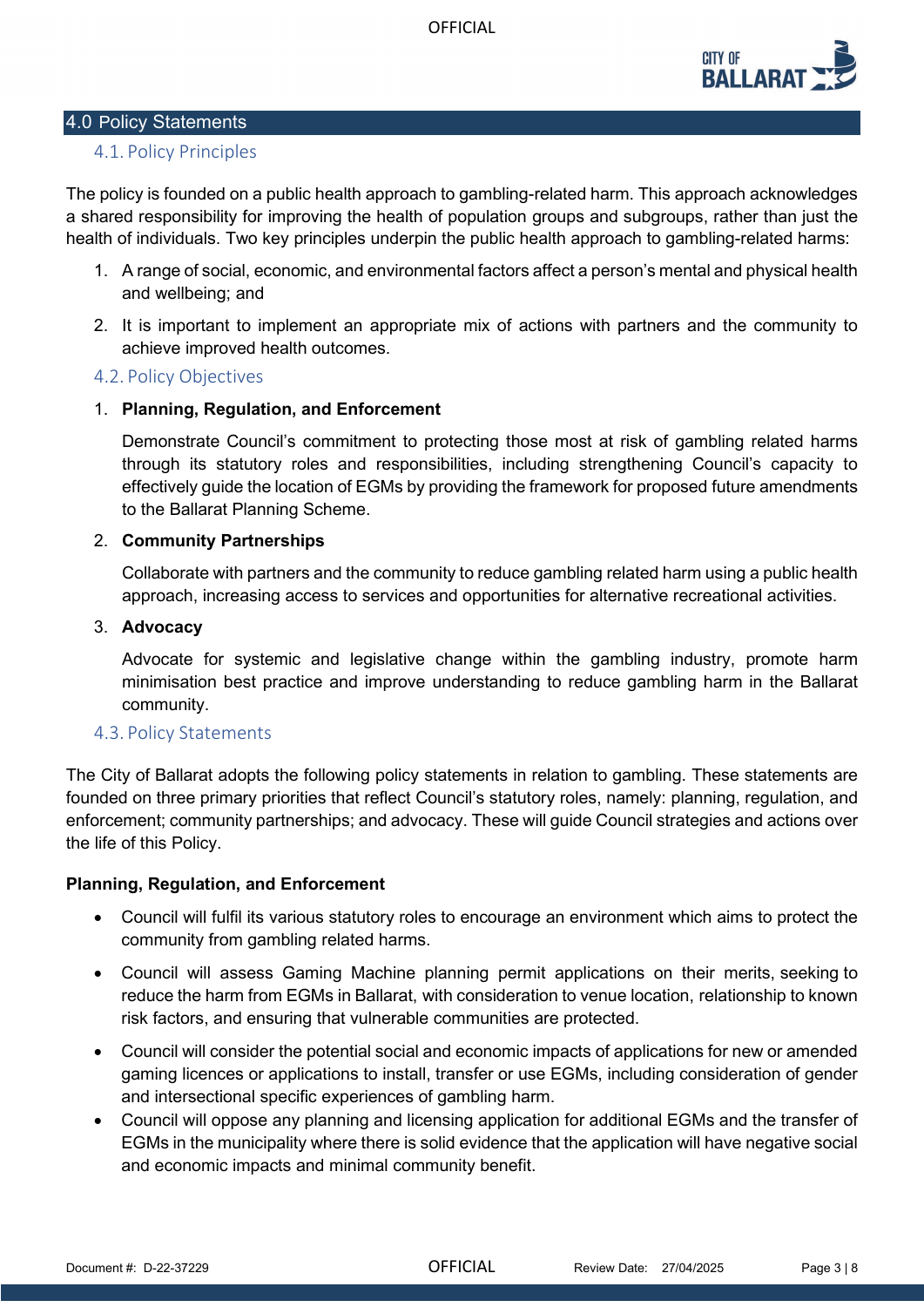## 4.0 Policy Statements

### 4.1. Policy Principles

The policy is founded on a public health approach to gambling-related harm. This approach acknowledges a shared responsibility for improving the health of population groups and subgroups, rather than just the health of individuals. Two key principles underpin the public health approach to gambling-related harms:

1. A range of social, economic, and environmental factors affect a person's mental and physical health and wellbeing; and
2. It is important to implement an appropriate mix of actions with partners and the community to achieve improved health outcomes.

### 4.2. Policy Objectives

1. **Planning, Regulation, and Enforcement**

   Demonstrate Council's commitment to protecting those most at risk of gambling related harms through its statutory roles and responsibilities, including strengthening Council's capacity to effectively guide the location of EGMs by providing the framework for proposed future amendments to the Ballarat Planning Scheme.

2. **Community Partnerships**

   Collaborate with partners and the community to reduce gambling related harm using a public health approach, increasing access to services and opportunities for alternative recreational activities.

3. **Advocacy**

   Advocate for systemic and legislative change within the gambling industry, promote harm minimisation best practice and improve understanding to reduce gambling harm in the Ballarat community.

### 4.3. Policy Statements

The City of Ballarat adopts the following policy statements in relation to gambling. These statements are founded on three primary priorities that reflect Council's statutory roles, namely: planning, regulation, and enforcement; community partnerships; and advocacy. These will guide Council strategies and actions over the life of this Policy.

**Planning, Regulation, and Enforcement**

- Council will fulfil its various statutory roles to encourage an environment which aims to protect the community from gambling related harms.
- Council will assess Gaming Machine planning permit applications on their merits, seeking to reduce the harm from EGMs in Ballarat, with consideration to venue location, relationship to known risk factors, and ensuring that vulnerable communities are protected.
- Council will consider the potential social and economic impacts of applications for new or amended gaming licences or applications to install, transfer or use EGMs, including consideration of gender and intersectional specific experiences of gambling harm.
- Council will oppose any planning and licensing application for additional EGMs and the transfer of EGMs in the municipality where there is solid evidence that the application will have negative social and economic impacts and minimal community benefit.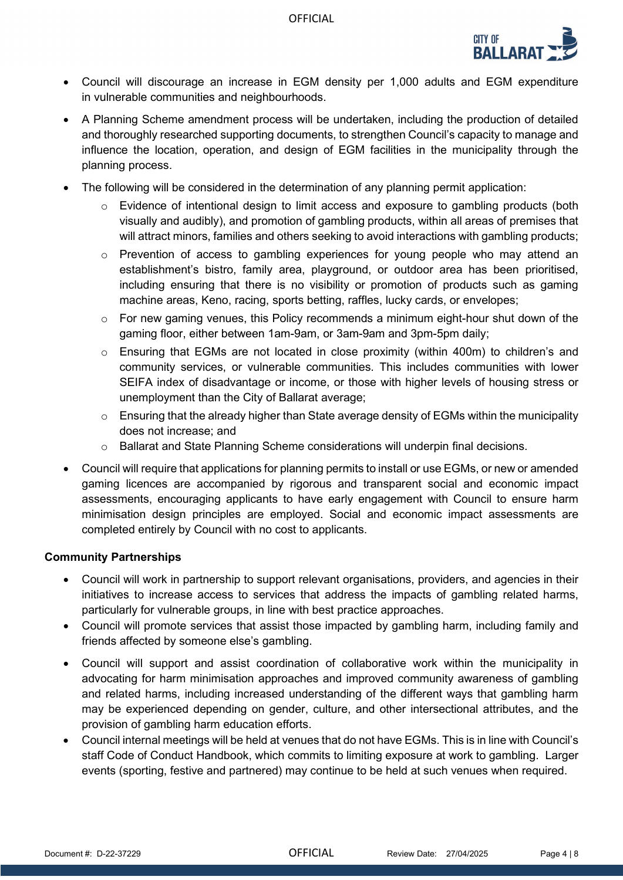- Council will discourage an increase in EGM density per 1,000 adults and EGM expenditure in vulnerable communities and neighbourhoods.
- A Planning Scheme amendment process will be undertaken, including the production of detailed and thoroughly researched supporting documents, to strengthen Council's capacity to manage and influence the location, operation, and design of EGM facilities in the municipality through the planning process.
- The following will be considered in the determination of any planning permit application:
    - Evidence of intentional design to limit access and exposure to gambling products (both visually and audibly), and promotion of gambling products, within all areas of premises that will attract minors, families and others seeking to avoid interactions with gambling products;
    - Prevention of access to gambling experiences for young people who may attend an establishment's bistro, family area, playground, or outdoor area has been prioritised, including ensuring that there is no visibility or promotion of products such as gaming machine areas, Keno, racing, sports betting, raffles, lucky cards, or envelopes;
    - For new gaming venues, this Policy recommends a minimum eight-hour shut down of the gaming floor, either between 1am-9am, or 3am-9am and 3pm-5pm daily;
    - Ensuring that EGMs are not located in close proximity (within 400m) to children's and community services, or vulnerable communities. This includes communities with lower SEIFA index of disadvantage or income, or those with higher levels of housing stress or unemployment than the City of Ballarat average;
    - Ensuring that the already higher than State average density of EGMs within the municipality does not increase; and
    - Ballarat and State Planning Scheme considerations will underpin final decisions.
- Council will require that applications for planning permits to install or use EGMs, or new or amended gaming licences are accompanied by rigorous and transparent social and economic impact assessments, encouraging applicants to have early engagement with Council to ensure harm minimisation design principles are employed. Social and economic impact assessments are completed entirely by Council with no cost to applicants.

**Community Partnerships**

- Council will work in partnership to support relevant organisations, providers, and agencies in their initiatives to increase access to services that address the impacts of gambling related harms, particularly for vulnerable groups, in line with best practice approaches.
- Council will promote services that assist those impacted by gambling harm, including family and friends affected by someone else's gambling.
- Council will support and assist coordination of collaborative work within the municipality in advocating for harm minimisation approaches and improved community awareness of gambling and related harms, including increased understanding of the different ways that gambling harm may be experienced depending on gender, culture, and other intersectional attributes, and the provision of gambling harm education efforts.
- Council internal meetings will be held at venues that do not have EGMs. This is in line with Council's staff Code of Conduct Handbook, which commits to limiting exposure at work to gambling. Larger events (sporting, festive and partnered) may continue to be held at such venues when required.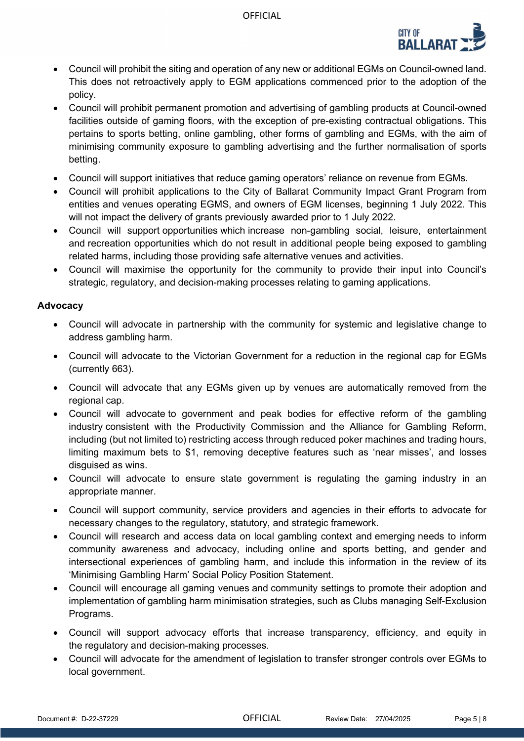- Council will prohibit the siting and operation of any new or additional EGMs on Council-owned land. This does not retroactively apply to EGM applications commenced prior to the adoption of the policy.
- Council will prohibit permanent promotion and advertising of gambling products at Council-owned facilities outside of gaming floors, with the exception of pre-existing contractual obligations. This pertains to sports betting, online gambling, other forms of gambling and EGMs, with the aim of minimising community exposure to gambling advertising and the further normalisation of sports betting.
- Council will support initiatives that reduce gaming operators' reliance on revenue from EGMs.
- Council will prohibit applications to the City of Ballarat Community Impact Grant Program from entities and venues operating EGMS, and owners of EGM licenses, beginning 1 July 2022. This will not impact the delivery of grants previously awarded prior to 1 July 2022.
- Council will support opportunities which increase non-gambling social, leisure, entertainment and recreation opportunities which do not result in additional people being exposed to gambling related harms, including those providing safe alternative venues and activities.
- Council will maximise the opportunity for the community to provide their input into Council's strategic, regulatory, and decision-making processes relating to gaming applications.

**Advocacy**

- Council will advocate in partnership with the community for systemic and legislative change to address gambling harm.
- Council will advocate to the Victorian Government for a reduction in the regional cap for EGMs (currently 663).
- Council will advocate that any EGMs given up by venues are automatically removed from the regional cap.
- Council will advocate to government and peak bodies for effective reform of the gambling industry consistent with the Productivity Commission and the Alliance for Gambling Reform, including (but not limited to) restricting access through reduced poker machines and trading hours, limiting maximum bets to $1, removing deceptive features such as 'near misses', and losses disguised as wins.
- Council will advocate to ensure state government is regulating the gaming industry in an appropriate manner.
- Council will support community, service providers and agencies in their efforts to advocate for necessary changes to the regulatory, statutory, and strategic framework.
- Council will research and access data on local gambling context and emerging needs to inform community awareness and advocacy, including online and sports betting, and gender and intersectional experiences of gambling harm, and include this information in the review of its 'Minimising Gambling Harm' Social Policy Position Statement.
- Council will encourage all gaming venues and community settings to promote their adoption and implementation of gambling harm minimisation strategies, such as Clubs managing Self-Exclusion Programs.
- Council will support advocacy efforts that increase transparency, efficiency, and equity in the regulatory and decision-making processes.
- Council will advocate for the amendment of legislation to transfer stronger controls over EGMs to local government.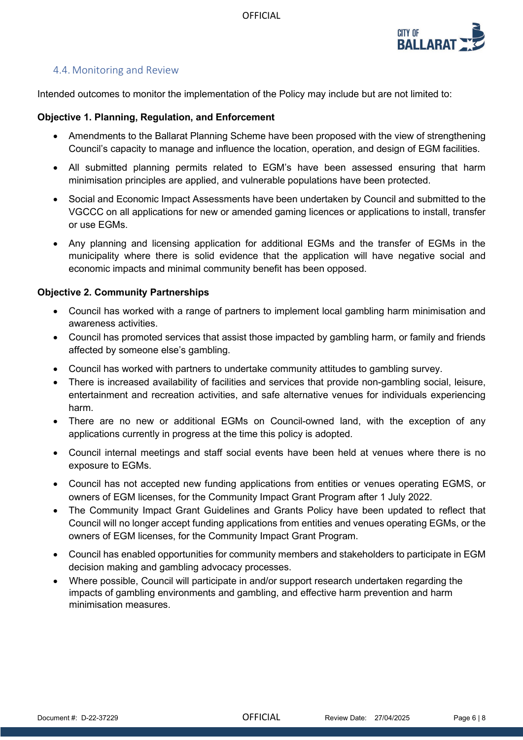## 4.4. Monitoring and Review

Intended outcomes to monitor the implementation of the Policy may include but are not limited to:

**Objective 1. Planning, Regulation, and Enforcement**

- Amendments to the Ballarat Planning Scheme have been proposed with the view of strengthening Council's capacity to manage and influence the location, operation, and design of EGM facilities.
- All submitted planning permits related to EGM's have been assessed ensuring that harm minimisation principles are applied, and vulnerable populations have been protected.
- Social and Economic Impact Assessments have been undertaken by Council and submitted to the VGCCC on all applications for new or amended gaming licences or applications to install, transfer or use EGMs.
- Any planning and licensing application for additional EGMs and the transfer of EGMs in the municipality where there is solid evidence that the application will have negative social and economic impacts and minimal community benefit has been opposed.

**Objective 2. Community Partnerships**

- Council has worked with a range of partners to implement local gambling harm minimisation and awareness activities.
- Council has promoted services that assist those impacted by gambling harm, or family and friends affected by someone else's gambling.
- Council has worked with partners to undertake community attitudes to gambling survey.
- There is increased availability of facilities and services that provide non-gambling social, leisure, entertainment and recreation activities, and safe alternative venues for individuals experiencing harm.
- There are no new or additional EGMs on Council-owned land, with the exception of any applications currently in progress at the time this policy is adopted.
- Council internal meetings and staff social events have been held at venues where there is no exposure to EGMs.
- Council has not accepted new funding applications from entities or venues operating EGMS, or owners of EGM licenses, for the Community Impact Grant Program after 1 July 2022.
- The Community Impact Grant Guidelines and Grants Policy have been updated to reflect that Council will no longer accept funding applications from entities and venues operating EGMs, or the owners of EGM licenses, for the Community Impact Grant Program.
- Council has enabled opportunities for community members and stakeholders to participate in EGM decision making and gambling advocacy processes.
- Where possible, Council will participate in and/or support research undertaken regarding the impacts of gambling environments and gambling, and effective harm prevention and harm minimisation measures.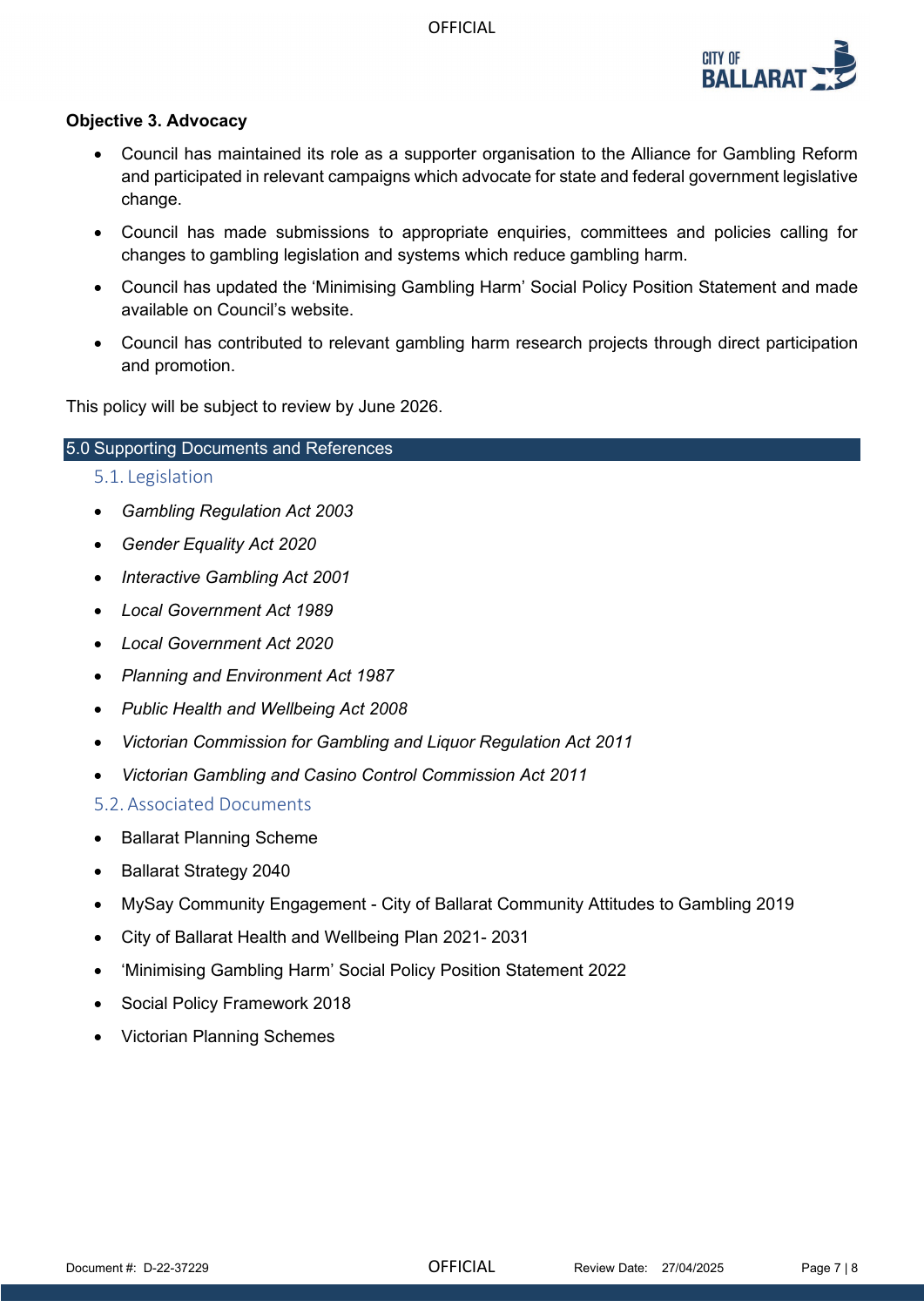**Objective 3. Advocacy**

- Council has maintained its role as a supporter organisation to the Alliance for Gambling Reform and participated in relevant campaigns which advocate for state and federal government legislative change.
- Council has made submissions to appropriate enquiries, committees and policies calling for changes to gambling legislation and systems which reduce gambling harm.
- Council has updated the 'Minimising Gambling Harm' Social Policy Position Statement and made available on Council's website.
- Council has contributed to relevant gambling harm research projects through direct participation and promotion.

This policy will be subject to review by June 2026.

## 5.0 Supporting Documents and References

### 5.1. Legislation

- *Gambling Regulation Act 2003*
- *Gender Equality Act 2020*
- *Interactive Gambling Act 2001*
- *Local Government Act 1989*
- *Local Government Act 2020*
- *Planning and Environment Act 1987*
- *Public Health and Wellbeing Act 2008*
- *Victorian Commission for Gambling and Liquor Regulation Act 2011*
- *Victorian Gambling and Casino Control Commission Act 2011*

### 5.2. Associated Documents

- Ballarat Planning Scheme
- Ballarat Strategy 2040
- MySay Community Engagement - City of Ballarat Community Attitudes to Gambling 2019
- City of Ballarat Health and Wellbeing Plan 2021- 2031
- 'Minimising Gambling Harm' Social Policy Position Statement 2022
- Social Policy Framework 2018
- Victorian Planning Schemes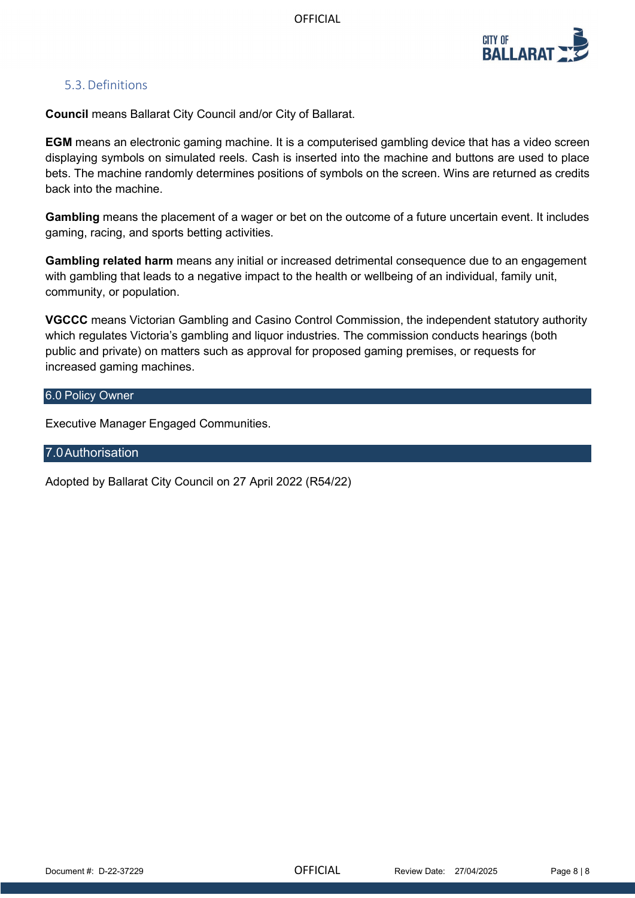### 5.3. Definitions

**Council** means Ballarat City Council and/or City of Ballarat.

**EGM** means an electronic gaming machine. It is a computerised gambling device that has a video screen displaying symbols on simulated reels. Cash is inserted into the machine and buttons are used to place bets. The machine randomly determines positions of symbols on the screen. Wins are returned as credits back into the machine.

**Gambling** means the placement of a wager or bet on the outcome of a future uncertain event. It includes gaming, racing, and sports betting activities.

**Gambling related harm** means any initial or increased detrimental consequence due to an engagement with gambling that leads to a negative impact to the health or wellbeing of an individual, family unit, community, or population.

**VGCCC** means Victorian Gambling and Casino Control Commission, the independent statutory authority which regulates Victoria's gambling and liquor industries. The commission conducts hearings (both public and private) on matters such as approval for proposed gaming premises, or requests for increased gaming machines.

## 6.0 Policy Owner

Executive Manager Engaged Communities.

## 7.0 Authorisation

Adopted by Ballarat City Council on 27 April 2022 (R54/22)